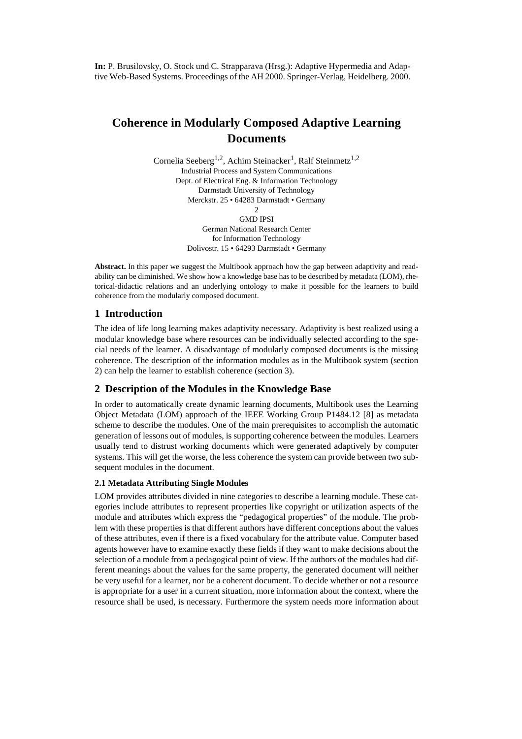**In:** P. Brusilovsky, O. Stock und C. Strapparava (Hrsg.): Adaptive Hypermedia and Adaptive Web-Based Systems. Proceedings of the AH 2000. Springer-Verlag, Heidelberg. 2000.

# Coherence in Modularly Composed Adaptive Learning Documents

Cornelia Seeberg[1,2], Achim Steinacker[1], Ralf Steinmetz[1,2]

Industrial Process and System Communications
Dept. of Electrical Eng. & Information Technology
Darmstadt University of Technology
Merckstr. 25 • 64283 Darmstadt • Germany

2
GMD IPSI
German National Research Center
for Information Technology
Dolivostr. 15 • 64293 Darmstadt • Germany

**Abstract.** In this paper we suggest the Multibook approach how the gap between adaptivity and readability can be diminished. We show how a knowledge base has to be described by metadata (LOM), rhetorical-didactic relations and an underlying ontology to make it possible for the learners to build coherence from the modularly composed document.

## 1 Introduction

The idea of life long learning makes adaptivity necessary. Adaptivity is best realized using a modular knowledge base where resources can be individually selected according to the special needs of the learner. A disadvantage of modularly composed documents is the missing coherence. The description of the information modules as in the Multibook system (section 2) can help the learner to establish coherence (section 3).

## 2 Description of the Modules in the Knowledge Base

In order to automatically create dynamic learning documents, Multibook uses the Learning Object Metadata (LOM) approach of the IEEE Working Group P1484.12 [8] as metadata scheme to describe the modules. One of the main prerequisites to accomplish the automatic generation of lessons out of modules, is supporting coherence between the modules. Learners usually tend to distrust working documents which were generated adaptively by computer systems. This will get the worse, the less coherence the system can provide between two subsequent modules in the document.

### 2.1 Metadata Attributing Single Modules

LOM provides attributes divided in nine categories to describe a learning module. These categories include attributes to represent properties like copyright or utilization aspects of the module and attributes which express the "pedagogical properties" of the module. The problem with these properties is that different authors have different conceptions about the values of these attributes, even if there is a fixed vocabulary for the attribute value. Computer based agents however have to examine exactly these fields if they want to make decisions about the selection of a module from a pedagogical point of view. If the authors of the modules had different meanings about the values for the same property, the generated document will neither be very useful for a learner, nor be a coherent document. To decide whether or not a resource is appropriate for a user in a current situation, more information about the context, where the resource shall be used, is necessary. Furthermore the system needs more information about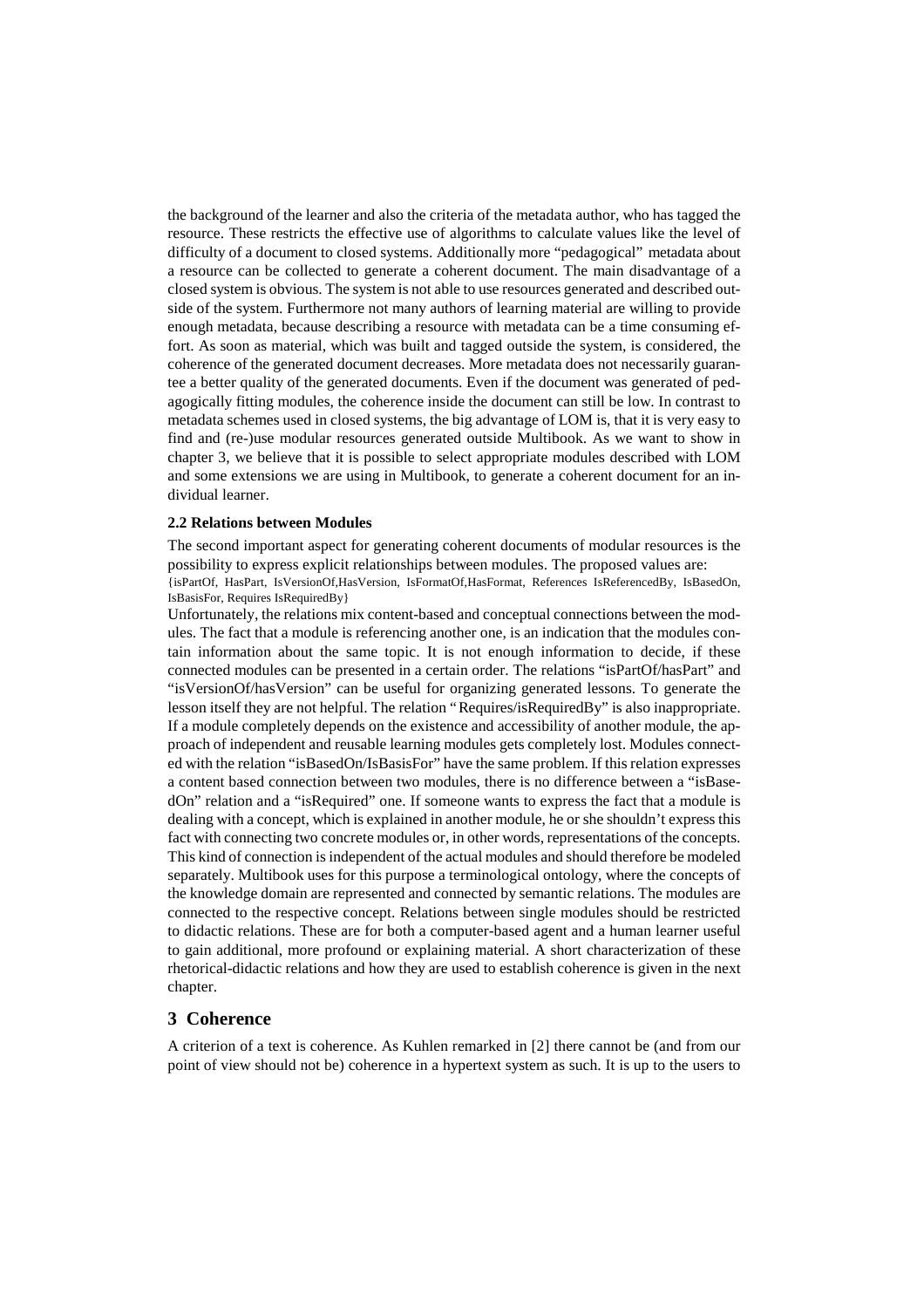the background of the learner and also the criteria of the metadata author, who has tagged the resource. These restricts the effective use of algorithms to calculate values like the level of difficulty of a document to closed systems. Additionally more "pedagogical" metadata about a resource can be collected to generate a coherent document. The main disadvantage of a closed system is obvious. The system is not able to use resources generated and described outside of the system. Furthermore not many authors of learning material are willing to provide enough metadata, because describing a resource with metadata can be a time consuming effort. As soon as material, which was built and tagged outside the system, is considered, the coherence of the generated document decreases. More metadata does not necessarily guarantee a better quality of the generated documents. Even if the document was generated of pedagogically fitting modules, the coherence inside the document can still be low. In contrast to metadata schemes used in closed systems, the big advantage of LOM is, that it is very easy to find and (re-)use modular resources generated outside Multibook. As we want to show in chapter 3, we believe that it is possible to select appropriate modules described with LOM and some extensions we are using in Multibook, to generate a coherent document for an individual learner.

### 2.2 Relations between Modules

The second important aspect for generating coherent documents of modular resources is the possibility to express explicit relationships between modules. The proposed values are:
{isPartOf, HasPart, IsVersionOf,HasVersion, IsFormatOf,HasFormat, References IsReferencedBy, IsBasedOn, IsBasisFor, Requires IsRequiredBy}

Unfortunately, the relations mix content-based and conceptual connections between the modules. The fact that a module is referencing another one, is an indication that the modules contain information about the same topic. It is not enough information to decide, if these connected modules can be presented in a certain order. The relations "isPartOf/hasPart" and "isVersionOf/hasVersion" can be useful for organizing generated lessons. To generate the lesson itself they are not helpful. The relation "Requires/isRequiredBy" is also inappropriate. If a module completely depends on the existence and accessibility of another module, the approach of independent and reusable learning modules gets completely lost. Modules connected with the relation "isBasedOn/IsBasisFor" have the same problem. If this relation expresses a content based connection between two modules, there is no difference between a "isBasedOn" relation and a "isRequired" one. If someone wants to express the fact that a module is dealing with a concept, which is explained in another module, he or she shouldn't express this fact with connecting two concrete modules or, in other words, representations of the concepts. This kind of connection is independent of the actual modules and should therefore be modeled separately. Multibook uses for this purpose a terminological ontology, where the concepts of the knowledge domain are represented and connected by semantic relations. The modules are connected to the respective concept. Relations between single modules should be restricted to didactic relations. These are for both a computer-based agent and a human learner useful to gain additional, more profound or explaining material. A short characterization of these rhetorical-didactic relations and how they are used to establish coherence is given in the next chapter.

## 3 Coherence

A criterion of a text is coherence. As Kuhlen remarked in [2] there cannot be (and from our point of view should not be) coherence in a hypertext system as such. It is up to the users to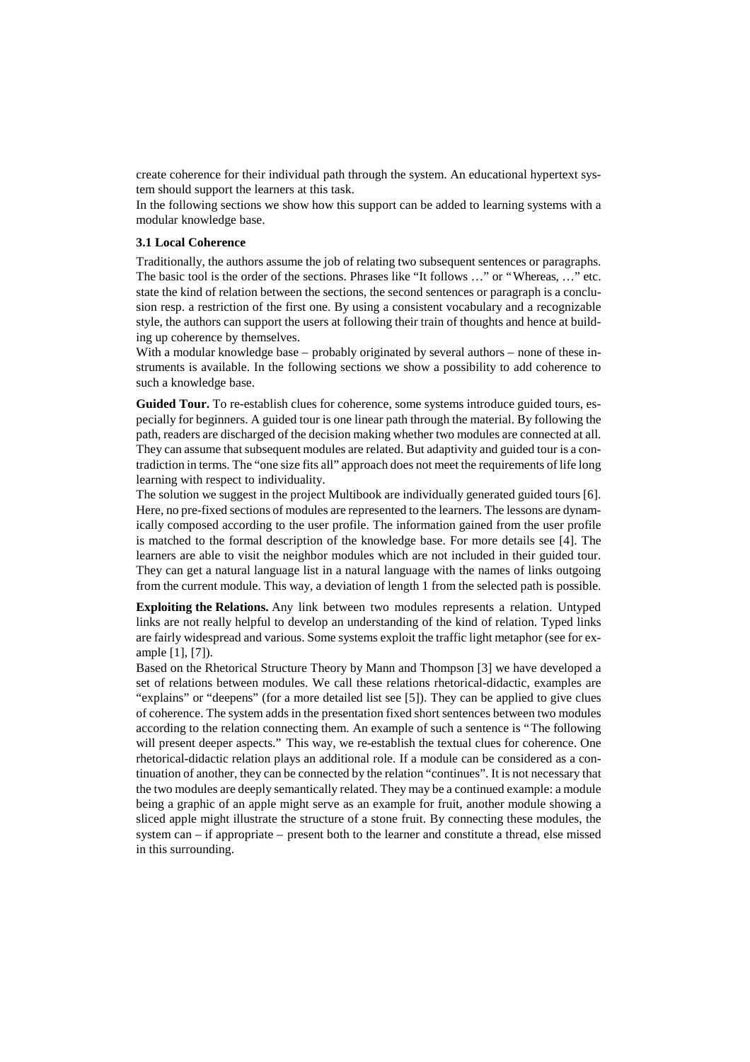create coherence for their individual path through the system. An educational hypertext system should support the learners at this task.

In the following sections we show how this support can be added to learning systems with a modular knowledge base.

### 3.1 Local Coherence

Traditionally, the authors assume the job of relating two subsequent sentences or paragraphs. The basic tool is the order of the sections. Phrases like "It follows …" or "Whereas, …" etc. state the kind of relation between the sections, the second sentences or paragraph is a conclusion resp. a restriction of the first one. By using a consistent vocabulary and a recognizable style, the authors can support the users at following their train of thoughts and hence at building up coherence by themselves.

With a modular knowledge base – probably originated by several authors – none of these instruments is available. In the following sections we show a possibility to add coherence to such a knowledge base.

**Guided Tour.** To re-establish clues for coherence, some systems introduce guided tours, especially for beginners. A guided tour is one linear path through the material. By following the path, readers are discharged of the decision making whether two modules are connected at all. They can assume that subsequent modules are related. But adaptivity and guided tour is a contradiction in terms. The "one size fits all" approach does not meet the requirements of life long learning with respect to individuality.

The solution we suggest in the project Multibook are individually generated guided tours [6]. Here, no pre-fixed sections of modules are represented to the learners. The lessons are dynamically composed according to the user profile. The information gained from the user profile is matched to the formal description of the knowledge base. For more details see [4]. The learners are able to visit the neighbor modules which are not included in their guided tour. They can get a natural language list in a natural language with the names of links outgoing from the current module. This way, a deviation of length 1 from the selected path is possible.

**Exploiting the Relations.** Any link between two modules represents a relation. Untyped links are not really helpful to develop an understanding of the kind of relation. Typed links are fairly widespread and various. Some systems exploit the traffic light metaphor (see for example [1], [7]).

Based on the Rhetorical Structure Theory by Mann and Thompson [3] we have developed a set of relations between modules. We call these relations rhetorical-didactic, examples are "explains" or "deepens" (for a more detailed list see [5]). They can be applied to give clues of coherence. The system adds in the presentation fixed short sentences between two modules according to the relation connecting them. An example of such a sentence is "The following will present deeper aspects." This way, we re-establish the textual clues for coherence. One rhetorical-didactic relation plays an additional role. If a module can be considered as a continuation of another, they can be connected by the relation "continues". It is not necessary that the two modules are deeply semantically related. They may be a continued example: a module being a graphic of an apple might serve as an example for fruit, another module showing a sliced apple might illustrate the structure of a stone fruit. By connecting these modules, the system can – if appropriate – present both to the learner and constitute a thread, else missed in this surrounding.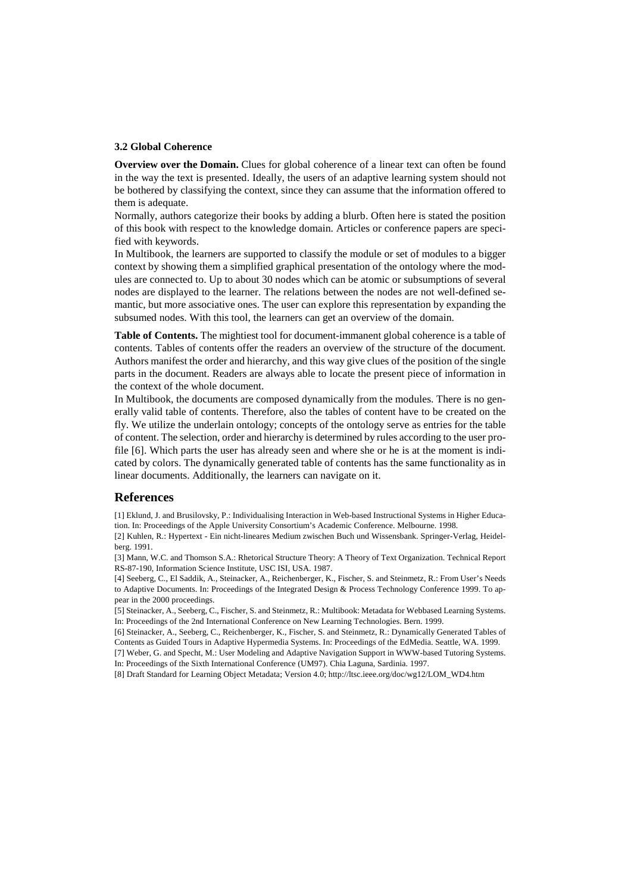### 3.2 Global Coherence

**Overview over the Domain.** Clues for global coherence of a linear text can often be found in the way the text is presented. Ideally, the users of an adaptive learning system should not be bothered by classifying the context, since they can assume that the information offered to them is adequate.

Normally, authors categorize their books by adding a blurb. Often here is stated the position of this book with respect to the knowledge domain. Articles or conference papers are specified with keywords.

In Multibook, the learners are supported to classify the module or set of modules to a bigger context by showing them a simplified graphical presentation of the ontology where the modules are connected to. Up to about 30 nodes which can be atomic or subsumptions of several nodes are displayed to the learner. The relations between the nodes are not well-defined semantic, but more associative ones. The user can explore this representation by expanding the subsumed nodes. With this tool, the learners can get an overview of the domain.

**Table of Contents.** The mightiest tool for document-immanent global coherence is a table of contents. Tables of contents offer the readers an overview of the structure of the document. Authors manifest the order and hierarchy, and this way give clues of the position of the single parts in the document. Readers are always able to locate the present piece of information in the context of the whole document.

In Multibook, the documents are composed dynamically from the modules. There is no generally valid table of contents. Therefore, also the tables of content have to be created on the fly. We utilize the underlain ontology; concepts of the ontology serve as entries for the table of content. The selection, order and hierarchy is determined by rules according to the user profile [6]. Which parts the user has already seen and where she or he is at the moment is indicated by colors. The dynamically generated table of contents has the same functionality as in linear documents. Additionally, the learners can navigate on it.

## References

[1] Eklund, J. and Brusilovsky, P.: Individualising Interaction in Web-based Instructional Systems in Higher Education. In: Proceedings of the Apple University Consortium's Academic Conference. Melbourne. 1998.

[2] Kuhlen, R.: Hypertext - Ein nicht-lineares Medium zwischen Buch und Wissensbank. Springer-Verlag, Heidelberg. 1991.

[3] Mann, W.C. and Thomson S.A.: Rhetorical Structure Theory: A Theory of Text Organization. Technical Report RS-87-190, Information Science Institute, USC ISI, USA. 1987.

[4] Seeberg, C., El Saddik, A., Steinacker, A., Reichenberger, K., Fischer, S. and Steinmetz, R.: From User's Needs to Adaptive Documents. In: Proceedings of the Integrated Design & Process Technology Conference 1999. To appear in the 2000 proceedings.

[5] Steinacker, A., Seeberg, C., Fischer, S. and Steinmetz, R.: Multibook: Metadata for Webbased Learning Systems. In: Proceedings of the 2nd International Conference on New Learning Technologies. Bern. 1999.

[6] Steinacker, A., Seeberg, C., Reichenberger, K., Fischer, S. and Steinmetz, R.: Dynamically Generated Tables of Contents as Guided Tours in Adaptive Hypermedia Systems. In: Proceedings of the EdMedia. Seattle, WA. 1999.

[7] Weber, G. and Specht, M.: User Modeling and Adaptive Navigation Support in WWW-based Tutoring Systems. In: Proceedings of the Sixth International Conference (UM97). Chia Laguna, Sardinia. 1997.

[8] Draft Standard for Learning Object Metadata; Version 4.0; http://ltsc.ieee.org/doc/wg12/LOM_WD4.htm